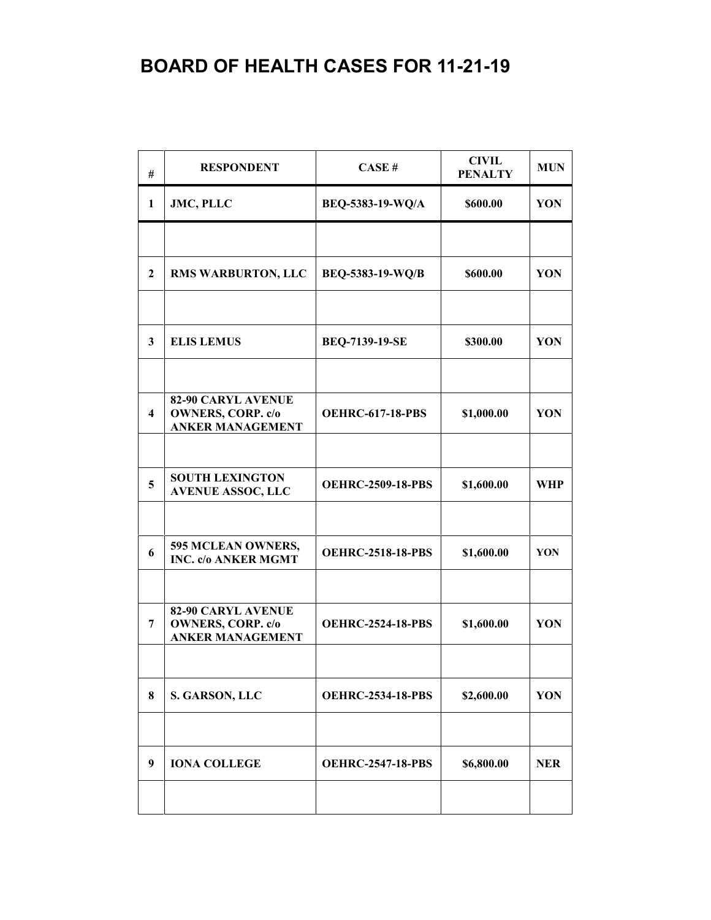# BOARD OF HEALTH CASES FOR 11-21-19

| # | RESPONDENT | CASE # | CIVIL PENALTY | MUN |
|---|---|---|---|---|
| 1 | JMC, PLLC | BEQ-5383-19-WQ/A | $600.00 | YON |
| | | | | |
| 2 | RMS WARBURTON, LLC | BEQ-5383-19-WQ/B | $600.00 | YON |
| | | | | |
| 3 | ELIS LEMUS | BEQ-7139-19-SE | $300.00 | YON |
| | | | | |
| 4 | 82-90 CARYL AVENUE OWNERS, CORP. c/o ANKER MANAGEMENT | OEHRC-617-18-PBS | $1,000.00 | YON |
| | | | | |
| 5 | SOUTH LEXINGTON AVENUE ASSOC, LLC | OEHRC-2509-18-PBS | $1,600.00 | WHP |
| | | | | |
| 6 | 595 MCLEAN OWNERS, INC. c/o ANKER MGMT | OEHRC-2518-18-PBS | $1,600.00 | YON |
| | | | | |
| 7 | 82-90 CARYL AVENUE OWNERS, CORP. c/o ANKER MANAGEMENT | OEHRC-2524-18-PBS | $1,600.00 | YON |
| | | | | |
| 8 | S. GARSON, LLC | OEHRC-2534-18-PBS | $2,600.00 | YON |
| | | | | |
| 9 | IONA COLLEGE | OEHRC-2547-18-PBS | $6,800.00 | NER |
| | | | | |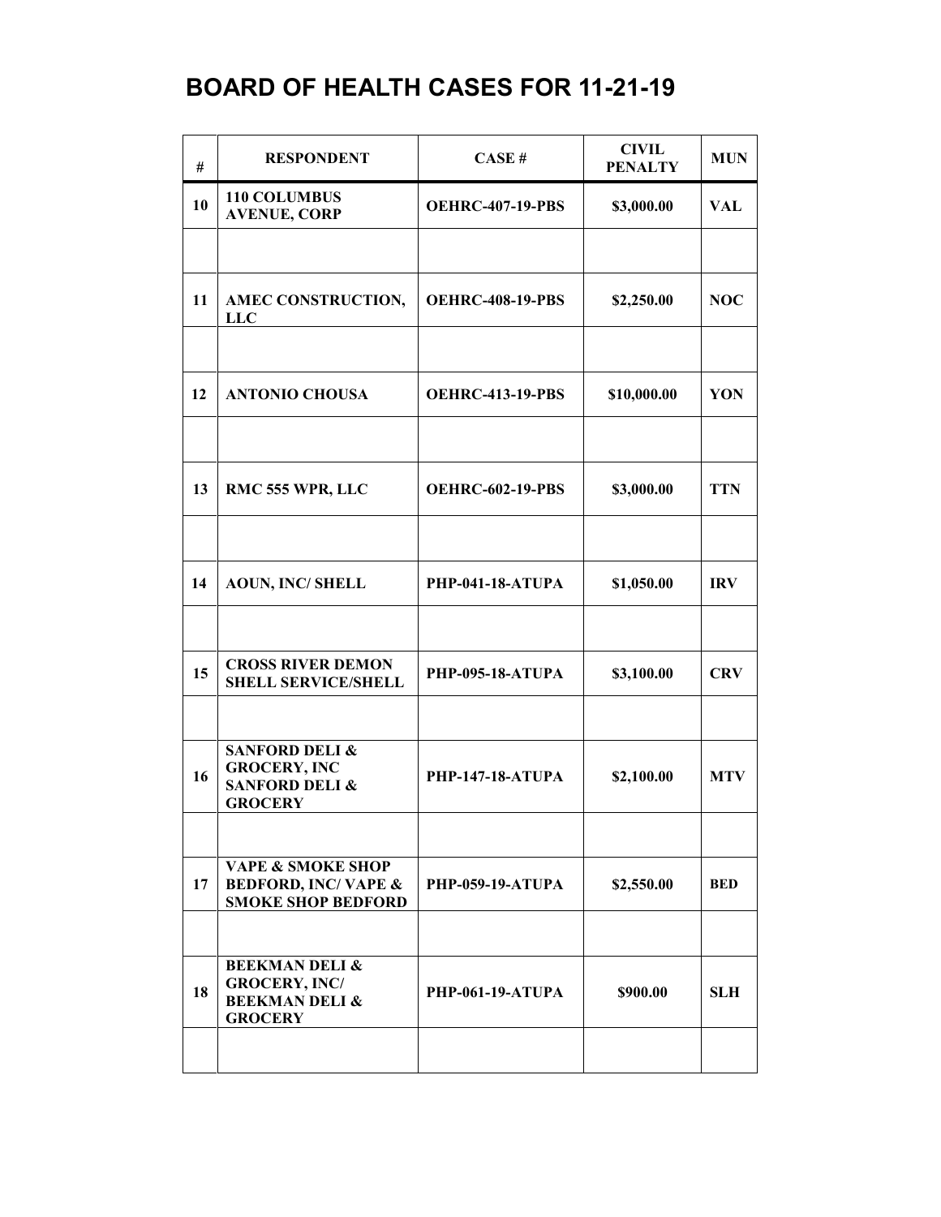# BOARD OF HEALTH CASES FOR 11-21-19

| # | RESPONDENT | CASE # | CIVIL PENALTY | MUN |
|---|---|---|---|---|
| 10 | 110 COLUMBUS AVENUE, CORP | OEHRC-407-19-PBS | $3,000.00 | VAL |
| | | | | |
| 11 | AMEC CONSTRUCTION, LLC | OEHRC-408-19-PBS | $2,250.00 | NOC |
| | | | | |
| 12 | ANTONIO CHOUSA | OEHRC-413-19-PBS | $10,000.00 | YON |
| | | | | |
| 13 | RMC 555 WPR, LLC | OEHRC-602-19-PBS | $3,000.00 | TTN |
| | | | | |
| 14 | AOUN, INC/ SHELL | PHP-041-18-ATUPA | $1,050.00 | IRV |
| | | | | |
| 15 | CROSS RIVER DEMON SHELL SERVICE/SHELL | PHP-095-18-ATUPA | $3,100.00 | CRV |
| | | | | |
| 16 | SANFORD DELI & GROCERY, INC SANFORD DELI & GROCERY | PHP-147-18-ATUPA | $2,100.00 | MTV |
| | | | | |
| 17 | VAPE & SMOKE SHOP BEDFORD, INC/ VAPE & SMOKE SHOP BEDFORD | PHP-059-19-ATUPA | $2,550.00 | BED |
| | | | | |
| 18 | BEEKMAN DELI & GROCERY, INC/ BEEKMAN DELI & GROCERY | PHP-061-19-ATUPA | $900.00 | SLH |
| | | | | |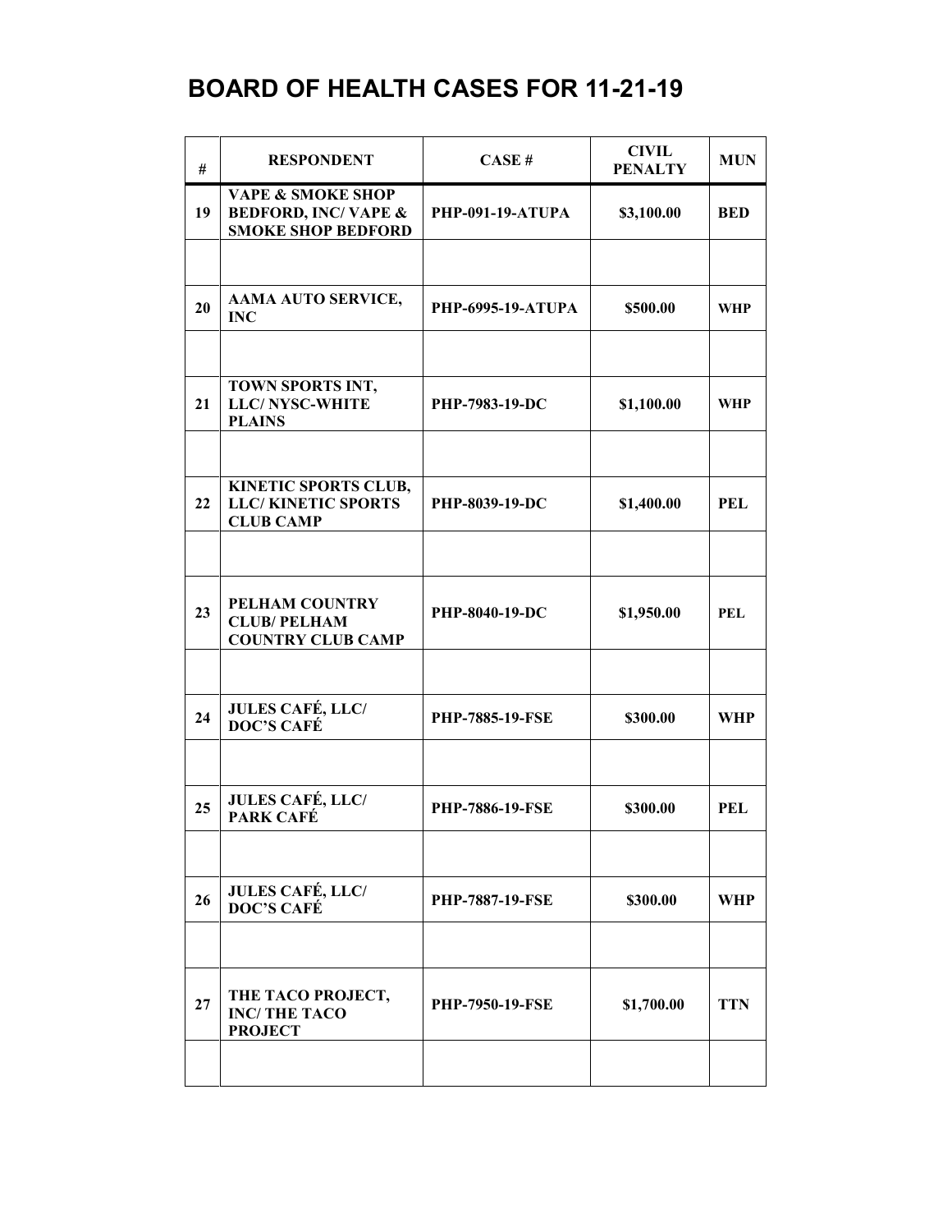# BOARD OF HEALTH CASES FOR 11-21-19

| # | RESPONDENT | CASE # | CIVIL PENALTY | MUN |
|---|---|---|---|---|
| 19 | **VAPE & SMOKE SHOP BEDFORD, INC/ VAPE & SMOKE SHOP BEDFORD** | **PHP-091-19-ATUPA** | **$3,100.00** | **BED** |
| | | | | |
| 20 | **AAMA AUTO SERVICE, INC** | **PHP-6995-19-ATUPA** | **$500.00** | **WHP** |
| | | | | |
| 21 | **TOWN SPORTS INT, LLC/ NYSC-WHITE PLAINS** | **PHP-7983-19-DC** | **$1,100.00** | **WHP** |
| | | | | |
| 22 | **KINETIC SPORTS CLUB, LLC/ KINETIC SPORTS CLUB CAMP** | **PHP-8039-19-DC** | **$1,400.00** | **PEL** |
| | | | | |
| 23 | **PELHAM COUNTRY CLUB/ PELHAM COUNTRY CLUB CAMP** | **PHP-8040-19-DC** | **$1,950.00** | **PEL** |
| | | | | |
| 24 | **JULES CAFÉ, LLC/ DOC'S CAFÉ** | **PHP-7885-19-FSE** | **$300.00** | **WHP** |
| | | | | |
| 25 | **JULES CAFÉ, LLC/ PARK CAFÉ** | **PHP-7886-19-FSE** | **$300.00** | **PEL** |
| | | | | |
| 26 | **JULES CAFÉ, LLC/ DOC'S CAFÉ** | **PHP-7887-19-FSE** | **$300.00** | **WHP** |
| | | | | |
| 27 | **THE TACO PROJECT, INC/ THE TACO PROJECT** | **PHP-7950-19-FSE** | **$1,700.00** | **TTN** |
| | | | | |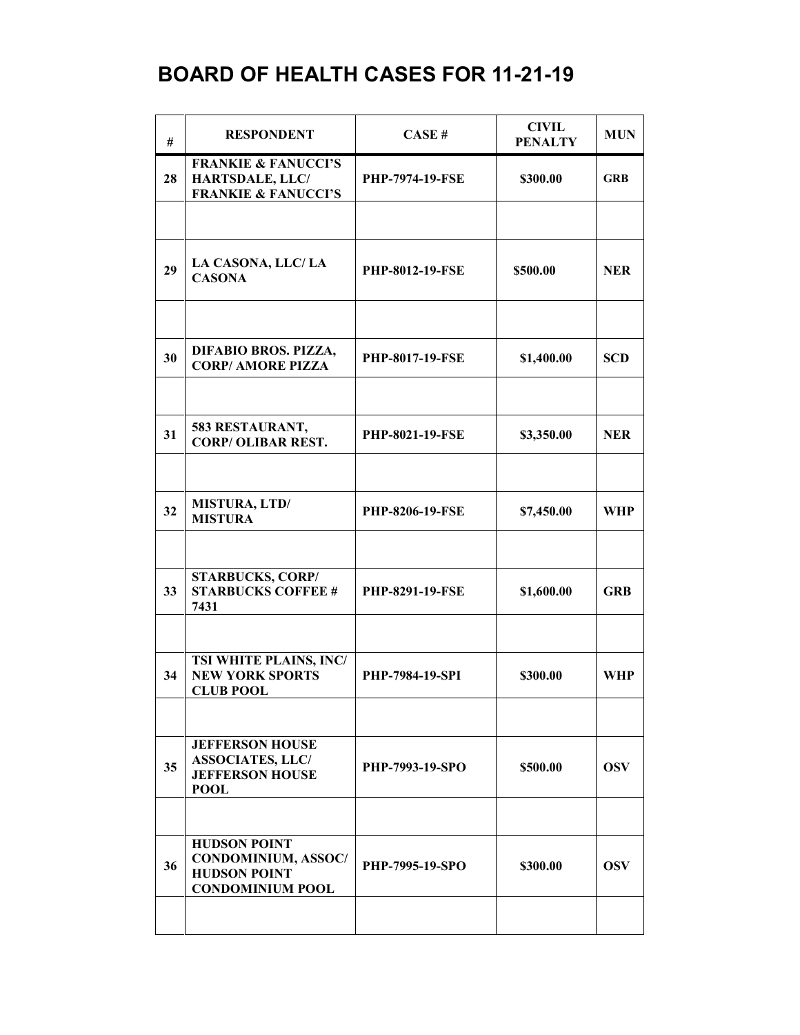# BOARD OF HEALTH CASES FOR 11-21-19

| # | RESPONDENT | CASE # | CIVIL PENALTY | MUN |
|---|---|---|---|---|
| 28 | FRANKIE & FANUCCI'S HARTSDALE, LLC/ FRANKIE & FANUCCI'S | PHP-7974-19-FSE | \$300.00 | GRB |
| | | | | |
| 29 | LA CASONA, LLC/ LA CASONA | PHP-8012-19-FSE | \$500.00 | NER |
| | | | | |
| 30 | DIFABIO BROS. PIZZA, CORP/ AMORE PIZZA | PHP-8017-19-FSE | \$1,400.00 | SCD |
| | | | | |
| 31 | 583 RESTAURANT, CORP/ OLIBAR REST. | PHP-8021-19-FSE | \$3,350.00 | NER |
| | | | | |
| 32 | MISTURA, LTD/ MISTURA | PHP-8206-19-FSE | \$7,450.00 | WHP |
| | | | | |
| 33 | STARBUCKS, CORP/ STARBUCKS COFFEE # 7431 | PHP-8291-19-FSE | \$1,600.00 | GRB |
| | | | | |
| 34 | TSI WHITE PLAINS, INC/ NEW YORK SPORTS CLUB POOL | PHP-7984-19-SPI | \$300.00 | WHP |
| | | | | |
| 35 | JEFFERSON HOUSE ASSOCIATES, LLC/ JEFFERSON HOUSE POOL | PHP-7993-19-SPO | \$500.00 | OSV |
| | | | | |
| 36 | HUDSON POINT CONDOMINIUM, ASSOC/ HUDSON POINT CONDOMINIUM POOL | PHP-7995-19-SPO | \$300.00 | OSV |
| | | | | |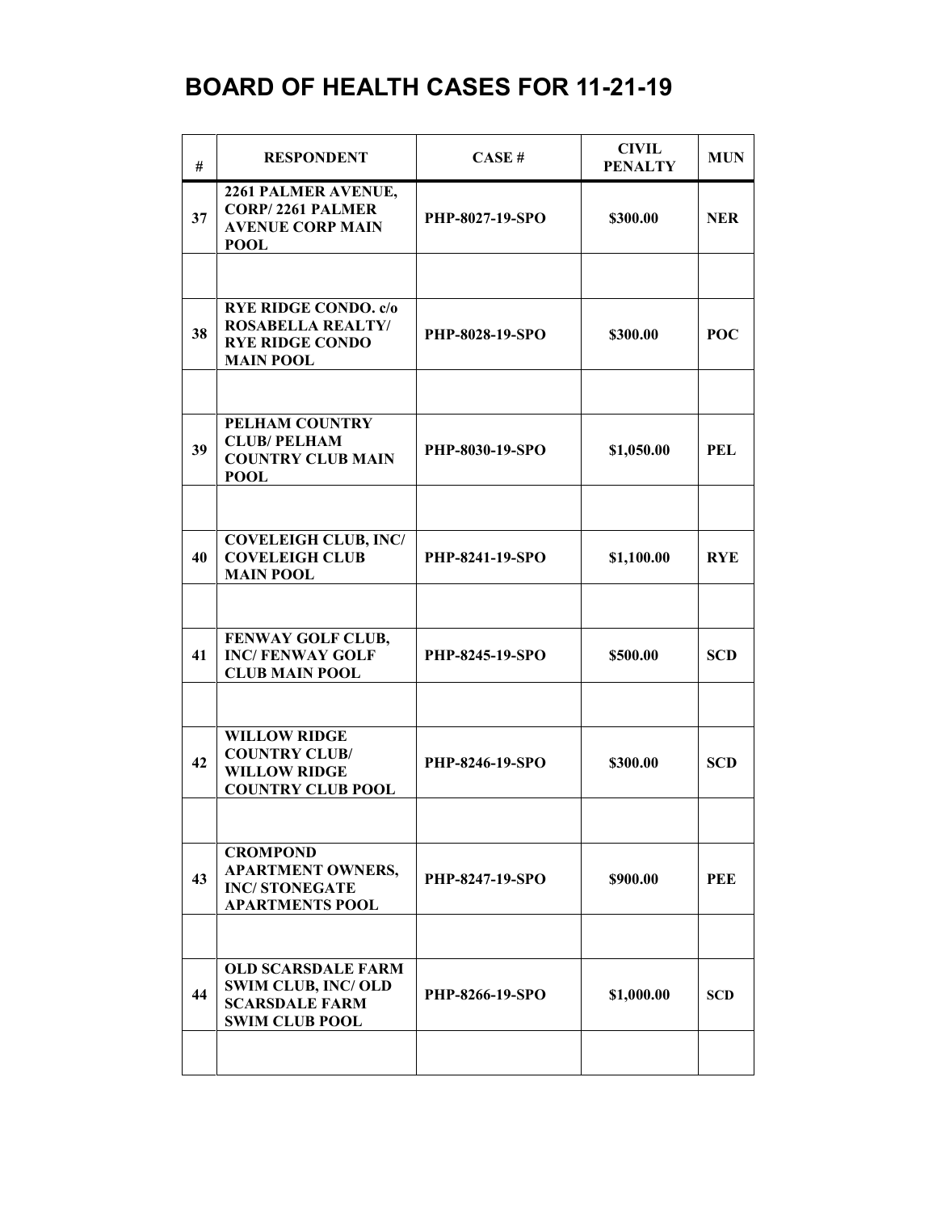# BOARD OF HEALTH CASES FOR 11-21-19

| # | RESPONDENT | CASE # | CIVIL PENALTY | MUN |
|---|---|---|---|---|
| 37 | 2261 PALMER AVENUE, CORP/ 2261 PALMER AVENUE CORP MAIN POOL | PHP-8027-19-SPO | $300.00 | NER |
| | | | | |
| 38 | RYE RIDGE CONDO. c/o ROSABELLA REALTY/ RYE RIDGE CONDO MAIN POOL | PHP-8028-19-SPO | $300.00 | POC |
| | | | | |
| 39 | PELHAM COUNTRY CLUB/ PELHAM COUNTRY CLUB MAIN POOL | PHP-8030-19-SPO | $1,050.00 | PEL |
| | | | | |
| 40 | COVELEIGH CLUB, INC/ COVELEIGH CLUB MAIN POOL | PHP-8241-19-SPO | $1,100.00 | RYE |
| | | | | |
| 41 | FENWAY GOLF CLUB, INC/ FENWAY GOLF CLUB MAIN POOL | PHP-8245-19-SPO | $500.00 | SCD |
| | | | | |
| 42 | WILLOW RIDGE COUNTRY CLUB/ WILLOW RIDGE COUNTRY CLUB POOL | PHP-8246-19-SPO | $300.00 | SCD |
| | | | | |
| 43 | CROMPOND APARTMENT OWNERS, INC/ STONEGATE APARTMENTS POOL | PHP-8247-19-SPO | $900.00 | PEE |
| | | | | |
| 44 | OLD SCARSDALE FARM SWIM CLUB, INC/ OLD SCARSDALE FARM SWIM CLUB POOL | PHP-8266-19-SPO | $1,000.00 | SCD |
| | | | | |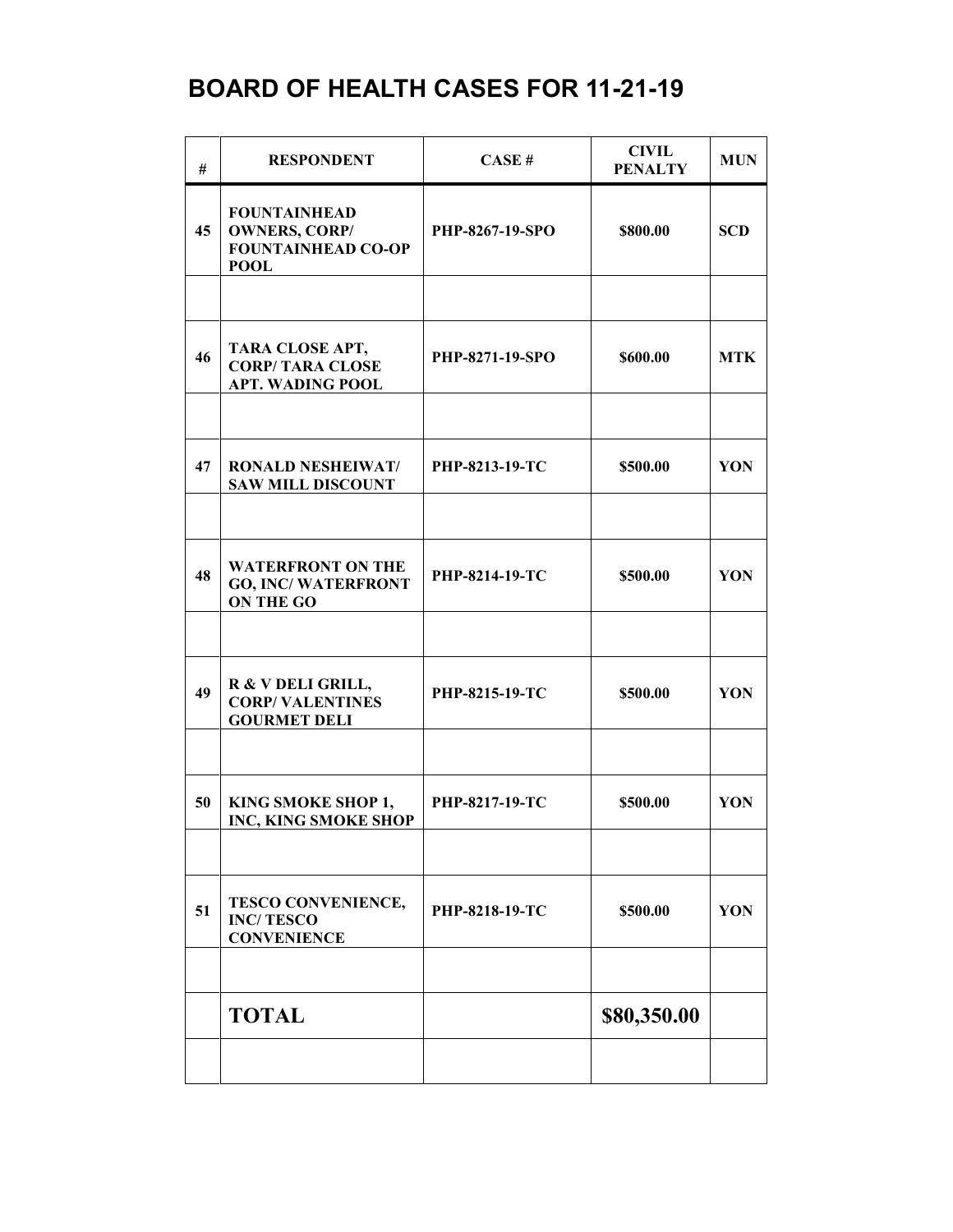# BOARD OF HEALTH CASES FOR 11-21-19

| # | RESPONDENT | CASE # | CIVIL PENALTY | MUN |
|---|---|---|---|---|
| 45 | **FOUNTAINHEAD OWNERS, CORP/ FOUNTAINHEAD CO-OP POOL** | PHP-8267-19-SPO | $800.00 | SCD |
| | | | | |
| 46 | **TARA CLOSE APT, CORP/ TARA CLOSE APT. WADING POOL** | PHP-8271-19-SPO | $600.00 | MTK |
| | | | | |
| 47 | **RONALD NESHEIWAT/ SAW MILL DISCOUNT** | PHP-8213-19-TC | $500.00 | YON |
| | | | | |
| 48 | **WATERFRONT ON THE GO, INC/ WATERFRONT ON THE GO** | PHP-8214-19-TC | $500.00 | YON |
| | | | | |
| 49 | **R & V DELI GRILL, CORP/ VALENTINES GOURMET DELI** | PHP-8215-19-TC | $500.00 | YON |
| | | | | |
| 50 | **KING SMOKE SHOP 1, INC, KING SMOKE SHOP** | PHP-8217-19-TC | $500.00 | YON |
| | | | | |
| 51 | **TESCO CONVENIENCE, INC/ TESCO CONVENIENCE** | PHP-8218-19-TC | $500.00 | YON |
| | | | | |
| | **TOTAL** | | **$80,350.00** | |
| | | | | |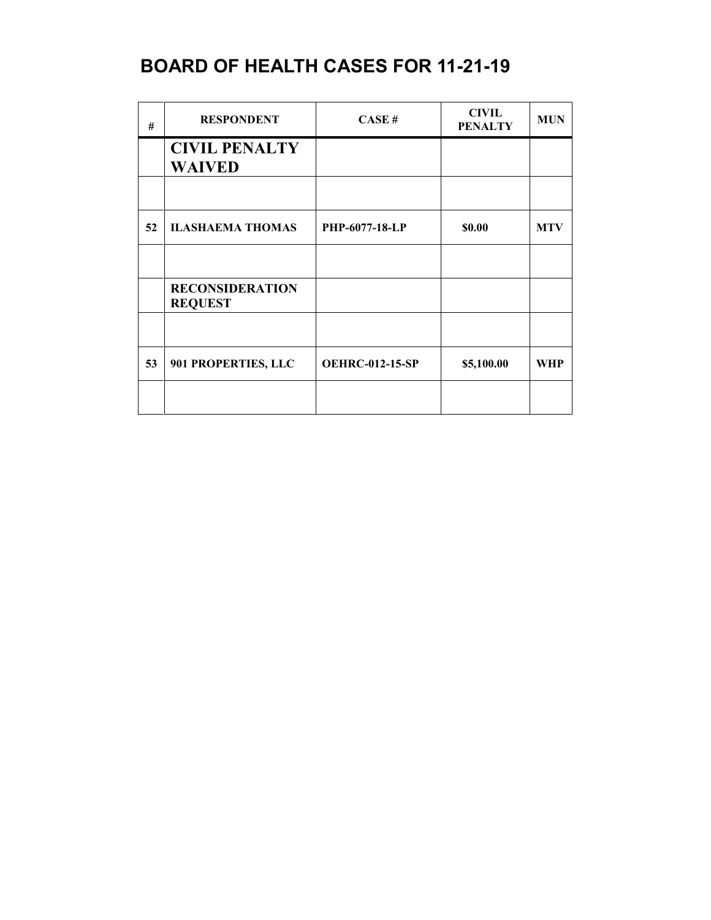# BOARD OF HEALTH CASES FOR 11-21-19

| # | RESPONDENT | CASE # | CIVIL PENALTY | MUN |
|---|---|---|---|---|
| | **CIVIL PENALTY WAIVED** | | | |
| | | | | |
| 52 | **ILASHAEMA THOMAS** | **PHP-6077-18-LP** | **\$0.00** | **MTV** |
| | | | | |
| | **RECONSIDERATION REQUEST** | | | |
| | | | | |
| 53 | **901 PROPERTIES, LLC** | **OEHRC-012-15-SP** | **\$5,100.00** | **WHP** |
| | | | | |